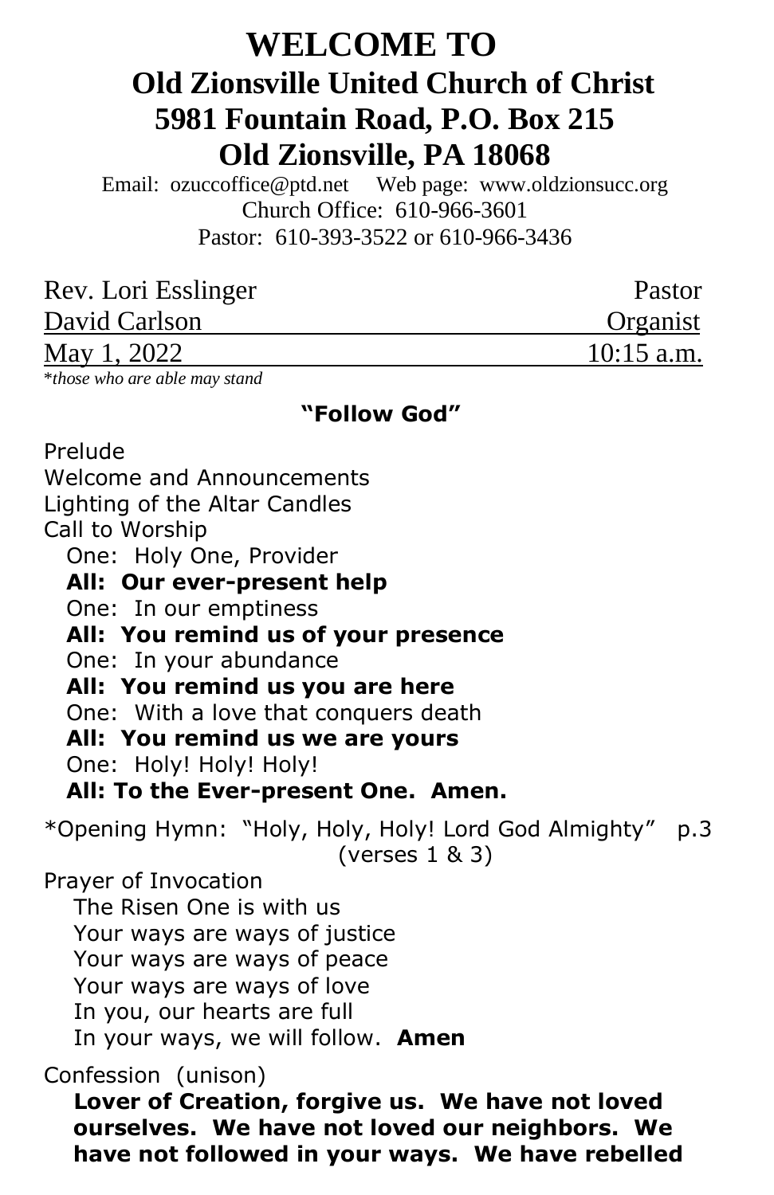# WELCOME TO

## Old Zionsville United Church of Christ
## 5981 Fountain Road, P.O. Box 215
## Old Zionsville, PA 18068

Email: ozuccoffice@ptd.net Web page: www.oldzionsucc.org
Church Office: 610-966-3601
Pastor: 610-393-3522 or 610-966-3436

| | |
|---|---|
| Rev. Lori Esslinger | Pastor |
| David Carlson | Organist |
| May 1, 2022 | 10:15 a.m. |

**\****those who are able may stand*

### "Follow God"

Prelude
Welcome and Announcements
Lighting of the Altar Candles
Call to Worship

One: Holy One, Provider
**All: Our ever-present help**
One: In our emptiness
**All: You remind us of your presence**
One: In your abundance
**All: You remind us you are here**
One: With a love that conquers death
**All: You remind us we are yours**
One: Holy! Holy! Holy!
**All: To the Ever-present One. Amen.**

*Opening Hymn: "Holy, Holy, Holy! Lord God Almighty" p.3 (verses 1 & 3)

Prayer of Invocation

The Risen One is with us
Your ways are ways of justice
Your ways are ways of peace
Your ways are ways of love
In you, our hearts are full
In your ways, we will follow. **Amen**

Confession (unison)

**Lover of Creation, forgive us. We have not loved ourselves. We have not loved our neighbors. We have not followed in your ways. We have rebelled**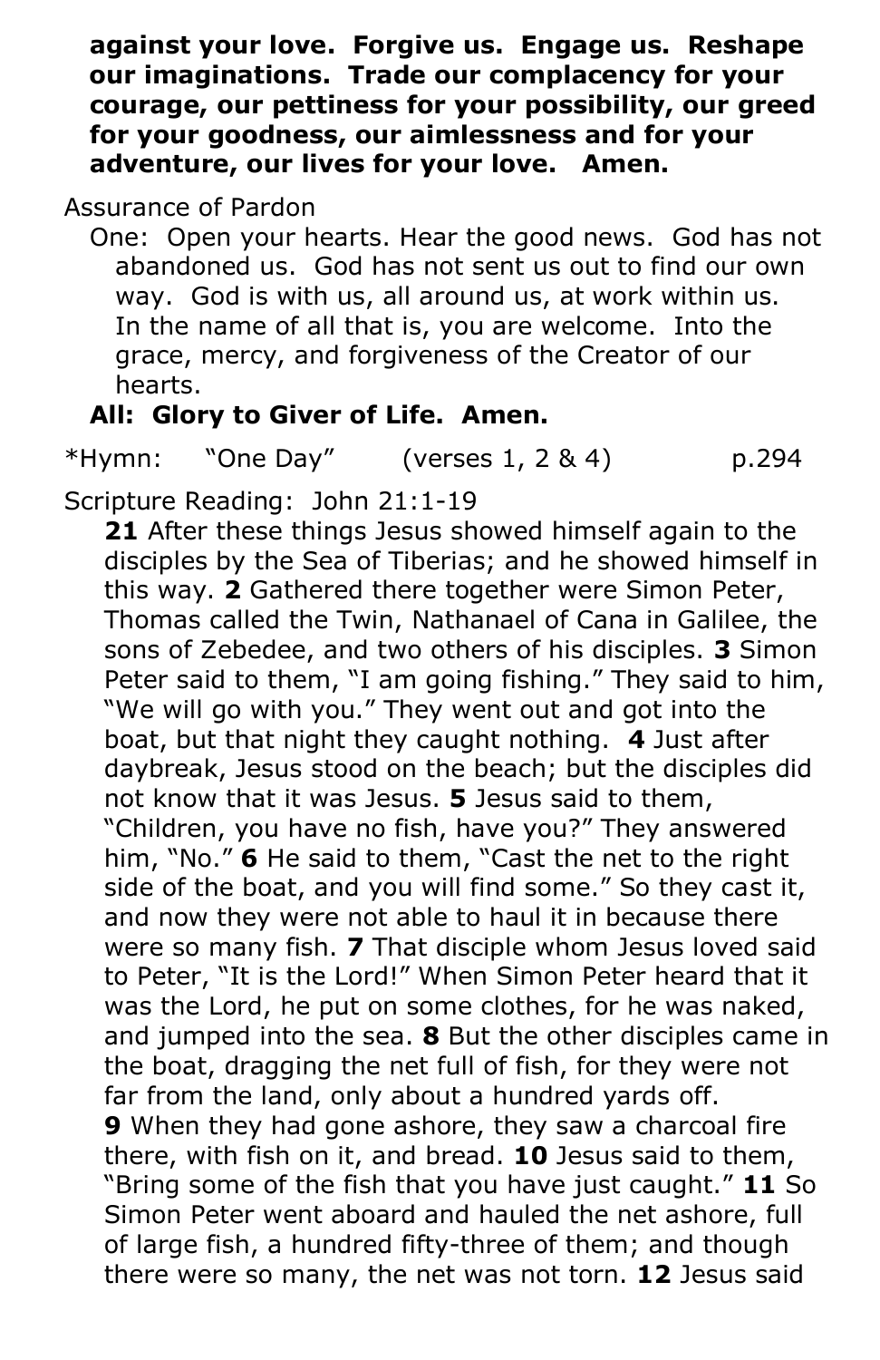**against your love. Forgive us. Engage us. Reshape our imaginations. Trade our complacency for your courage, our pettiness for your possibility, our greed for your goodness, our aimlessness and for your adventure, our lives for your love. Amen.**

Assurance of Pardon

One: Open your hearts. Hear the good news. God has not abandoned us. God has not sent us out to find our own way. God is with us, all around us, at work within us. In the name of all that is, you are welcome. Into the grace, mercy, and forgiveness of the Creator of our hearts.

**All: Glory to Giver of Life. Amen.**

*Hymn: "One Day" (verses 1, 2 & 4) p.294

Scripture Reading: John 21:1-19

**21** After these things Jesus showed himself again to the disciples by the Sea of Tiberias; and he showed himself in this way. **2** Gathered there together were Simon Peter, Thomas called the Twin, Nathanael of Cana in Galilee, the sons of Zebedee, and two others of his disciples. **3** Simon Peter said to them, "I am going fishing." They said to him, "We will go with you." They went out and got into the boat, but that night they caught nothing. **4** Just after daybreak, Jesus stood on the beach; but the disciples did not know that it was Jesus. **5** Jesus said to them, "Children, you have no fish, have you?" They answered him, "No." **6** He said to them, "Cast the net to the right side of the boat, and you will find some." So they cast it, and now they were not able to haul it in because there were so many fish. **7** That disciple whom Jesus loved said to Peter, "It is the Lord!" When Simon Peter heard that it was the Lord, he put on some clothes, for he was naked, and jumped into the sea. **8** But the other disciples came in the boat, dragging the net full of fish, for they were not far from the land, only about a hundred yards off. **9** When they had gone ashore, they saw a charcoal fire there, with fish on it, and bread. **10** Jesus said to them, "Bring some of the fish that you have just caught." **11** So Simon Peter went aboard and hauled the net ashore, full of large fish, a hundred fifty-three of them; and though there were so many, the net was not torn. **12** Jesus said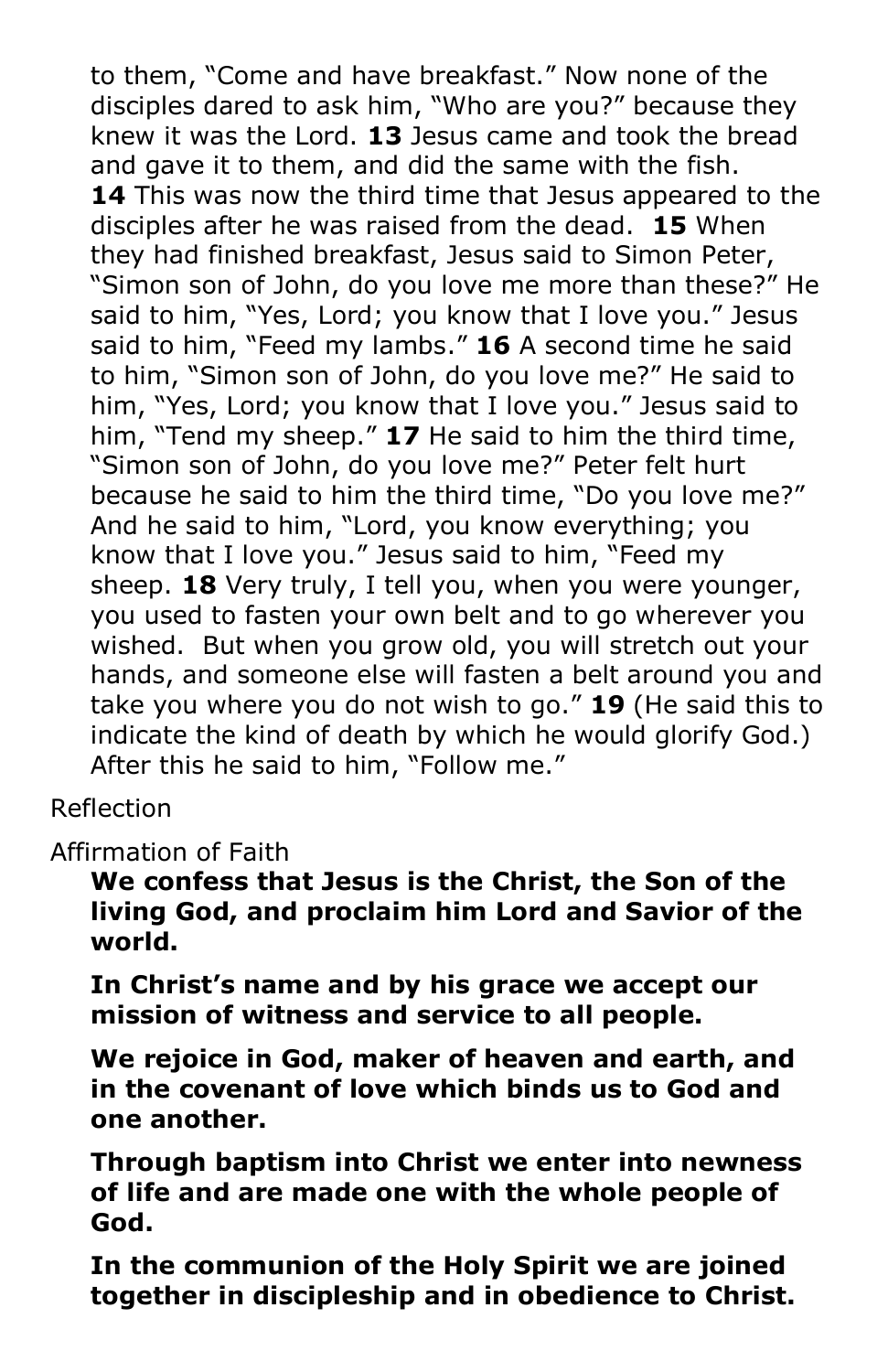to them, "Come and have breakfast." Now none of the disciples dared to ask him, "Who are you?" because they knew it was the Lord. **13** Jesus came and took the bread and gave it to them, and did the same with the fish. **14** This was now the third time that Jesus appeared to the disciples after he was raised from the dead. **15** When they had finished breakfast, Jesus said to Simon Peter, "Simon son of John, do you love me more than these?" He said to him, "Yes, Lord; you know that I love you." Jesus said to him, "Feed my lambs." **16** A second time he said to him, "Simon son of John, do you love me?" He said to him, "Yes, Lord; you know that I love you." Jesus said to him, "Tend my sheep." **17** He said to him the third time, "Simon son of John, do you love me?" Peter felt hurt because he said to him the third time, "Do you love me?" And he said to him, "Lord, you know everything; you know that I love you." Jesus said to him, "Feed my sheep. **18** Very truly, I tell you, when you were younger, you used to fasten your own belt and to go wherever you wished. But when you grow old, you will stretch out your hands, and someone else will fasten a belt around you and take you where you do not wish to go." **19** (He said this to indicate the kind of death by which he would glorify God.) After this he said to him, "Follow me."

Reflection

Affirmation of Faith

**We confess that Jesus is the Christ, the Son of the living God, and proclaim him Lord and Savior of the world.**

**In Christ's name and by his grace we accept our mission of witness and service to all people.**

**We rejoice in God, maker of heaven and earth, and in the covenant of love which binds us to God and one another.**

**Through baptism into Christ we enter into newness of life and are made one with the whole people of God.**

**In the communion of the Holy Spirit we are joined together in discipleship and in obedience to Christ.**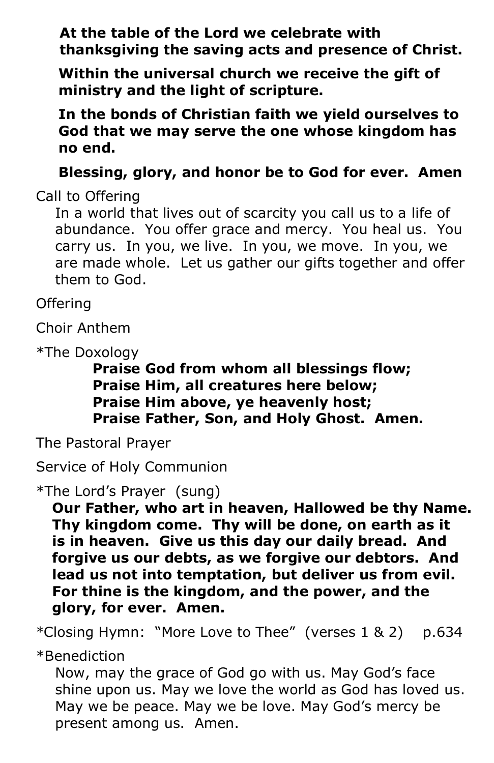**At the table of the Lord we celebrate with thanksgiving the saving acts and presence of Christ.**

**Within the universal church we receive the gift of ministry and the light of scripture.**

**In the bonds of Christian faith we yield ourselves to God that we may serve the one whose kingdom has no end.**

**Blessing, glory, and honor be to God for ever. Amen**

Call to Offering

In a world that lives out of scarcity you call us to a life of abundance. You offer grace and mercy. You heal us. You carry us. In you, we live. In you, we move. In you, we are made whole. Let us gather our gifts together and offer them to God.

Offering

Choir Anthem

*The Doxology

**Praise God from whom all blessings flow;**
**Praise Him, all creatures here below;**
**Praise Him above, ye heavenly host;**
**Praise Father, Son, and Holy Ghost. Amen.**

The Pastoral Prayer

Service of Holy Communion

*The Lord's Prayer (sung)

**Our Father, who art in heaven, Hallowed be thy Name. Thy kingdom come. Thy will be done, on earth as it is in heaven. Give us this day our daily bread. And forgive us our debts, as we forgive our debtors. And lead us not into temptation, but deliver us from evil. For thine is the kingdom, and the power, and the glory, for ever. Amen.**

*Closing Hymn: "More Love to Thee" (verses 1 & 2) p.634

*Benediction

Now, may the grace of God go with us. May God's face shine upon us. May we love the world as God has loved us. May we be peace. May we be love. May God's mercy be present among us. Amen.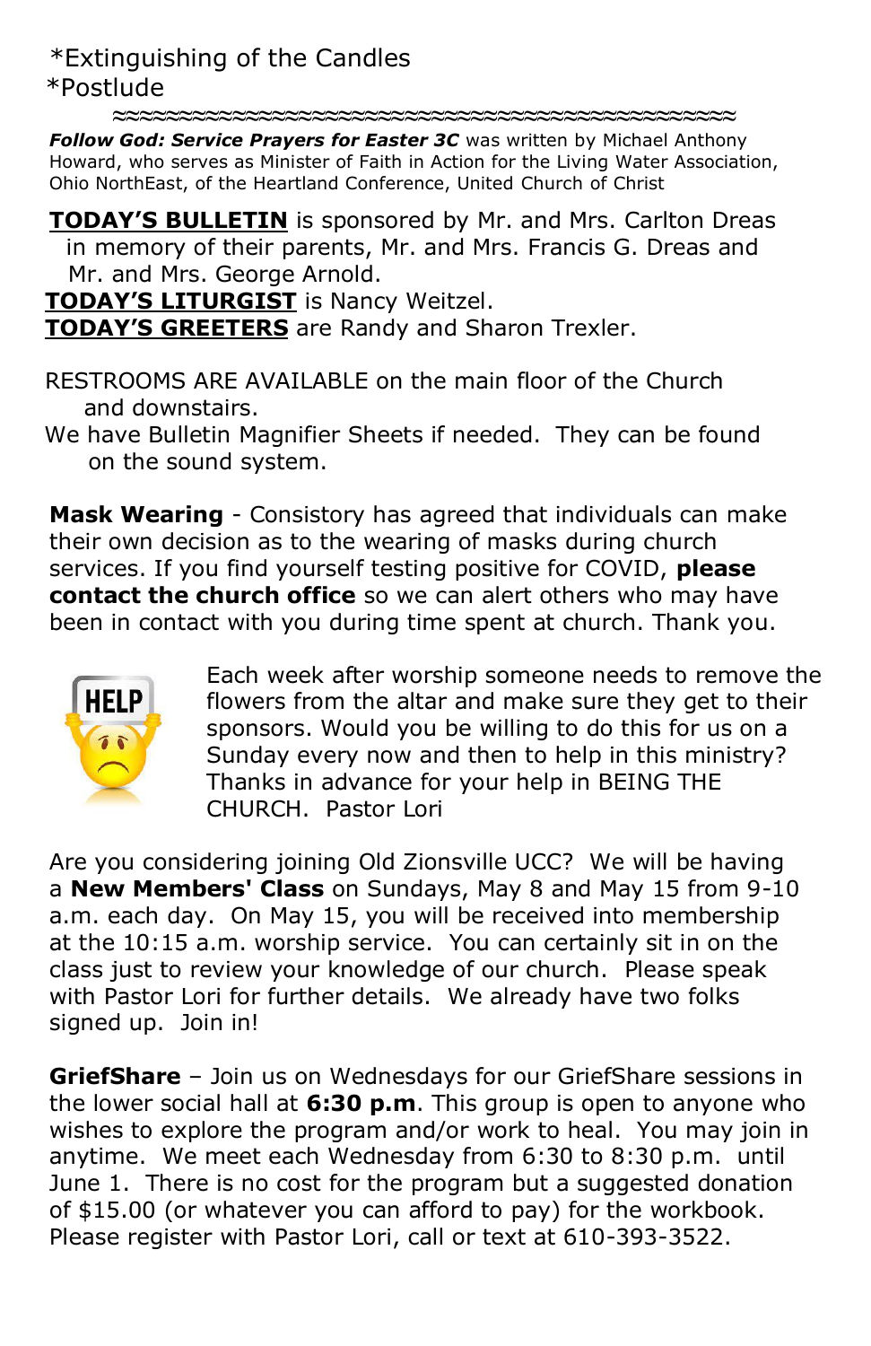*Extinguishing of the Candles
*Postlude

≈≈≈≈≈≈≈≈≈≈≈≈≈≈≈≈≈≈≈≈≈≈≈≈≈≈≈≈≈≈≈≈≈≈≈≈≈≈≈≈≈≈≈≈

***Follow God: Service Prayers for Easter 3C*** was written by Michael Anthony Howard, who serves as Minister of Faith in Action for the Living Water Association, Ohio NorthEast, of the Heartland Conference, United Church of Christ

**TODAY'S BULLETIN** is sponsored by Mr. and Mrs. Carlton Dreas in memory of their parents, Mr. and Mrs. Francis G. Dreas and Mr. and Mrs. George Arnold.
**TODAY'S LITURGIST** is Nancy Weitzel.
**TODAY'S GREETERS** are Randy and Sharon Trexler.

RESTROOMS ARE AVAILABLE on the main floor of the Church and downstairs.
We have Bulletin Magnifier Sheets if needed. They can be found on the sound system.

**Mask Wearing** - Consistory has agreed that individuals can make their own decision as to the wearing of masks during church services. If you find yourself testing positive for COVID, **please contact the church office** so we can alert others who may have been in contact with you during time spent at church. Thank you.

Each week after worship someone needs to remove the flowers from the altar and make sure they get to their sponsors. Would you be willing to do this for us on a Sunday every now and then to help in this ministry? Thanks in advance for your help in BEING THE CHURCH. Pastor Lori

Are you considering joining Old Zionsville UCC? We will be having a **New Members' Class** on Sundays, May 8 and May 15 from 9-10 a.m. each day. On May 15, you will be received into membership at the 10:15 a.m. worship service. You can certainly sit in on the class just to review your knowledge of our church. Please speak with Pastor Lori for further details. We already have two folks signed up. Join in!

**GriefShare** – Join us on Wednesdays for our GriefShare sessions in the lower social hall at **6:30 p.m**. This group is open to anyone who wishes to explore the program and/or work to heal. You may join in anytime. We meet each Wednesday from 6:30 to 8:30 p.m. until June 1. There is no cost for the program but a suggested donation of $15.00 (or whatever you can afford to pay) for the workbook. Please register with Pastor Lori, call or text at 610-393-3522.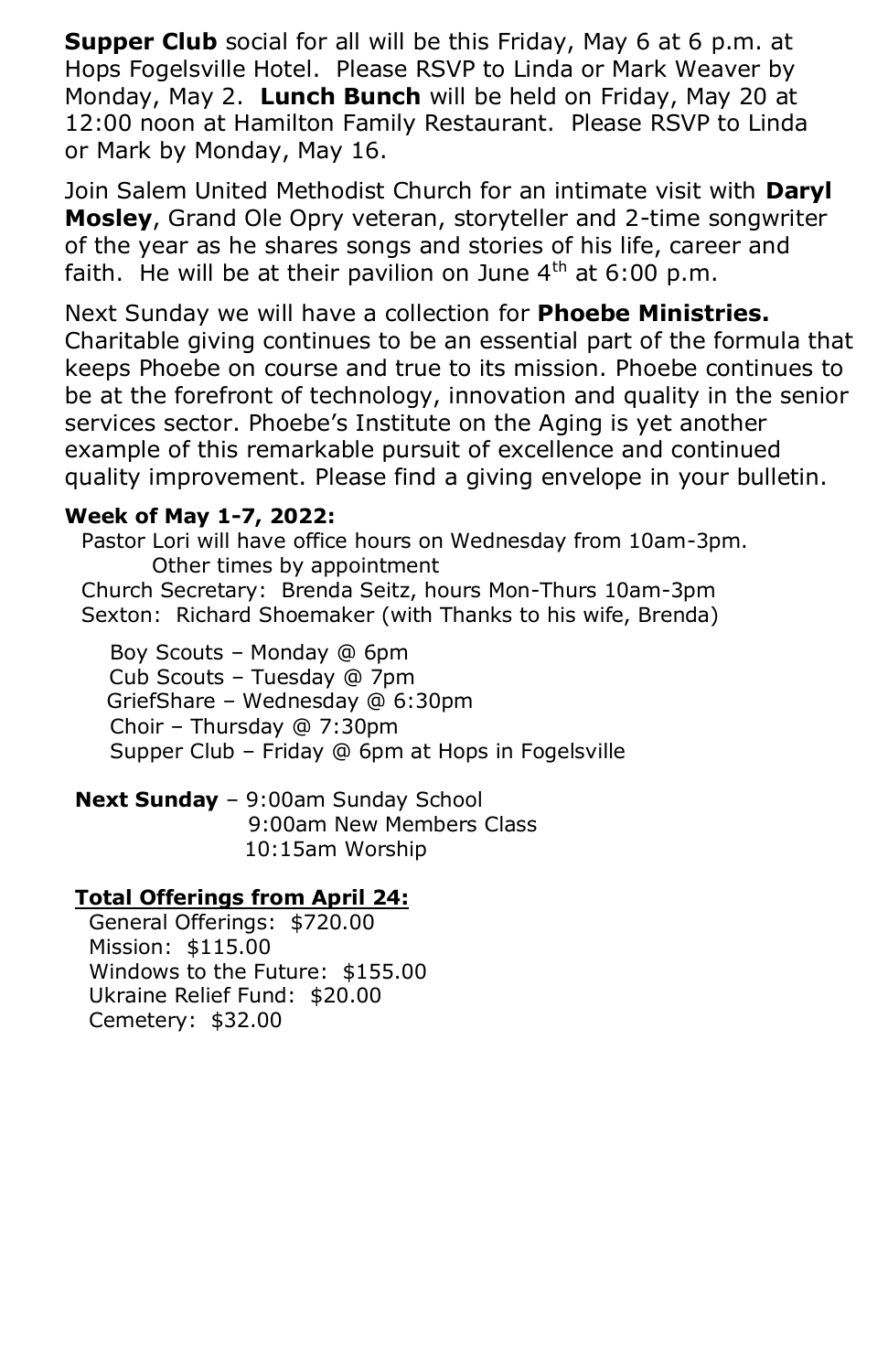**Supper Club** social for all will be this Friday, May 6 at 6 p.m. at Hops Fogelsville Hotel. Please RSVP to Linda or Mark Weaver by Monday, May 2. **Lunch Bunch** will be held on Friday, May 20 at 12:00 noon at Hamilton Family Restaurant. Please RSVP to Linda or Mark by Monday, May 16.

Join Salem United Methodist Church for an intimate visit with **Daryl Mosley**, Grand Ole Opry veteran, storyteller and 2-time songwriter of the year as he shares songs and stories of his life, career and faith. He will be at their pavilion on June 4th at 6:00 p.m.

Next Sunday we will have a collection for **Phoebe Ministries.** Charitable giving continues to be an essential part of the formula that keeps Phoebe on course and true to its mission. Phoebe continues to be at the forefront of technology, innovation and quality in the senior services sector. Phoebe's Institute on the Aging is yet another example of this remarkable pursuit of excellence and continued quality improvement. Please find a giving envelope in your bulletin.

**Week of May 1-7, 2022:**

Pastor Lori will have office hours on Wednesday from 10am-3pm.
Other times by appointment
Church Secretary: Brenda Seitz, hours Mon-Thurs 10am-3pm
Sexton: Richard Shoemaker (with Thanks to his wife, Brenda)

Boy Scouts – Monday @ 6pm
Cub Scouts – Tuesday @ 7pm
GriefShare – Wednesday @ 6:30pm
Choir – Thursday @ 7:30pm
Supper Club – Friday @ 6pm at Hops in Fogelsville

**Next Sunday** – 9:00am Sunday School
9:00am New Members Class
10:15am Worship

**Total Offerings from April 24:**

General Offerings: $720.00
Mission: $115.00
Windows to the Future: $155.00
Ukraine Relief Fund: $20.00
Cemetery: $32.00